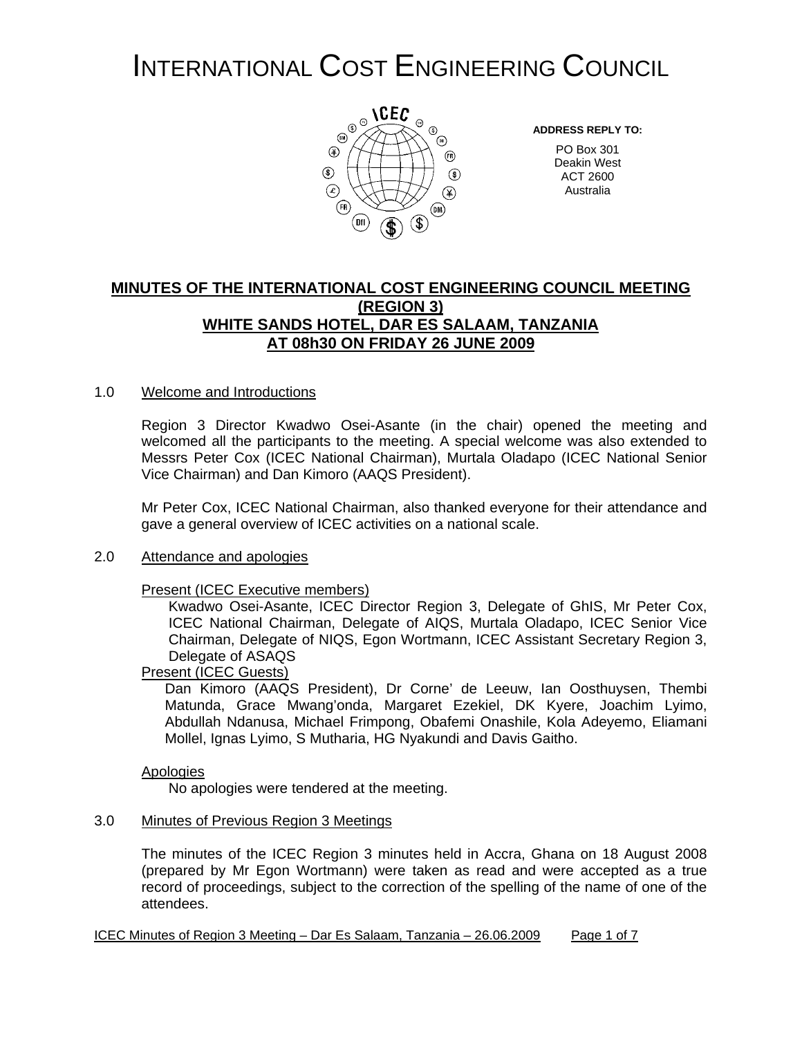# INTERNATIONAL COST ENGINEERING COUNCIL

**ADDRESS REPLY TO:**

PO Box 301
Deakin West
ACT 2600
Australia

## MINUTES OF THE INTERNATIONAL COST ENGINEERING COUNCIL MEETING (REGION 3) WHITE SANDS HOTEL, DAR ES SALAAM, TANZANIA AT 08h30 ON FRIDAY 26 JUNE 2009

### 1.0 Welcome and Introductions

Region 3 Director Kwadwo Osei-Asante (in the chair) opened the meeting and welcomed all the participants to the meeting. A special welcome was also extended to Messrs Peter Cox (ICEC National Chairman), Murtala Oladapo (ICEC National Senior Vice Chairman) and Dan Kimoro (AAQS President).

Mr Peter Cox, ICEC National Chairman, also thanked everyone for their attendance and gave a general overview of ICEC activities on a national scale.

### 2.0 Attendance and apologies

Present (ICEC Executive members)

Kwadwo Osei-Asante, ICEC Director Region 3, Delegate of GhIS, Mr Peter Cox, ICEC National Chairman, Delegate of AIQS, Murtala Oladapo, ICEC Senior Vice Chairman, Delegate of NIQS, Egon Wortmann, ICEC Assistant Secretary Region 3, Delegate of ASAQS

Present (ICEC Guests)

Dan Kimoro (AAQS President), Dr Corne' de Leeuw, Ian Oosthuysen, Thembi Matunda, Grace Mwang'onda, Margaret Ezekiel, DK Kyere, Joachim Lyimo, Abdullah Ndanusa, Michael Frimpong, Obafemi Onashile, Kola Adeyemo, Eliamani Mollel, Ignas Lyimo, S Mutharia, HG Nyakundi and Davis Gaitho.

Apologies

No apologies were tendered at the meeting.

### 3.0 Minutes of Previous Region 3 Meetings

The minutes of the ICEC Region 3 minutes held in Accra, Ghana on 18 August 2008 (prepared by Mr Egon Wortmann) were taken as read and were accepted as a true record of proceedings, subject to the correction of the spelling of the name of one of the attendees.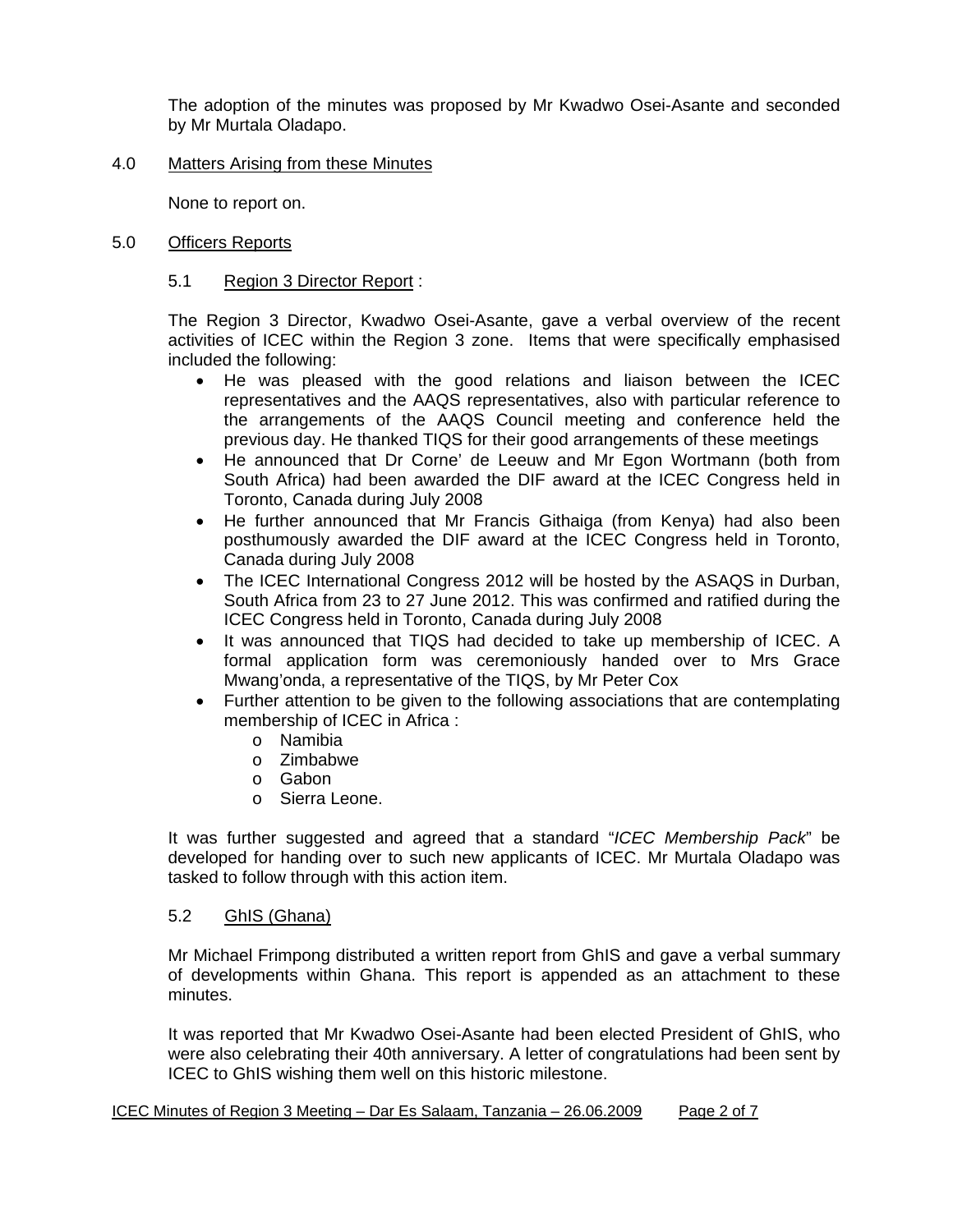The adoption of the minutes was proposed by Mr Kwadwo Osei-Asante and seconded by Mr Murtala Oladapo.

4.0 Matters Arising from these Minutes

None to report on.

5.0 Officers Reports

5.1 Region 3 Director Report :

The Region 3 Director, Kwadwo Osei-Asante, gave a verbal overview of the recent activities of ICEC within the Region 3 zone. Items that were specifically emphasised included the following:

- He was pleased with the good relations and liaison between the ICEC representatives and the AAQS representatives, also with particular reference to the arrangements of the AAQS Council meeting and conference held the previous day. He thanked TIQS for their good arrangements of these meetings
- He announced that Dr Corne' de Leeuw and Mr Egon Wortmann (both from South Africa) had been awarded the DIF award at the ICEC Congress held in Toronto, Canada during July 2008
- He further announced that Mr Francis Githaiga (from Kenya) had also been posthumously awarded the DIF award at the ICEC Congress held in Toronto, Canada during July 2008
- The ICEC International Congress 2012 will be hosted by the ASAQS in Durban, South Africa from 23 to 27 June 2012. This was confirmed and ratified during the ICEC Congress held in Toronto, Canada during July 2008
- It was announced that TIQS had decided to take up membership of ICEC. A formal application form was ceremoniously handed over to Mrs Grace Mwang'onda, a representative of the TIQS, by Mr Peter Cox
- Further attention to be given to the following associations that are contemplating membership of ICEC in Africa :
  - Namibia
  - Zimbabwe
  - Gabon
  - Sierra Leone.

It was further suggested and agreed that a standard "*ICEC Membership Pack*" be developed for handing over to such new applicants of ICEC. Mr Murtala Oladapo was tasked to follow through with this action item.

5.2 GhIS (Ghana)

Mr Michael Frimpong distributed a written report from GhIS and gave a verbal summary of developments within Ghana. This report is appended as an attachment to these minutes.

It was reported that Mr Kwadwo Osei-Asante had been elected President of GhIS, who were also celebrating their 40th anniversary. A letter of congratulations had been sent by ICEC to GhIS wishing them well on this historic milestone.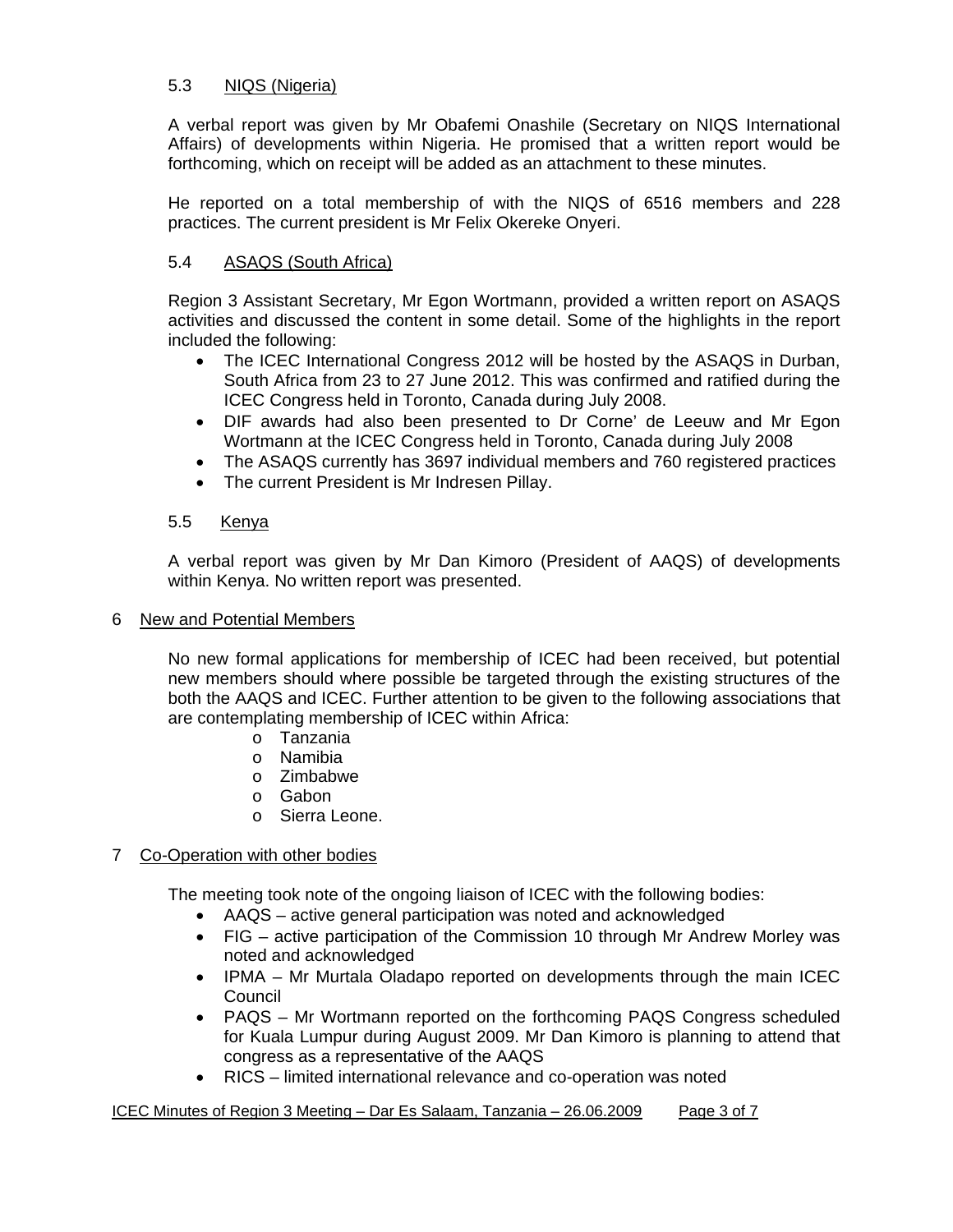### 5.3 NIQS (Nigeria)

A verbal report was given by Mr Obafemi Onashile (Secretary on NIQS International Affairs) of developments within Nigeria. He promised that a written report would be forthcoming, which on receipt will be added as an attachment to these minutes.

He reported on a total membership of with the NIQS of 6516 members and 228 practices. The current president is Mr Felix Okereke Onyeri.

### 5.4 ASAQS (South Africa)

Region 3 Assistant Secretary, Mr Egon Wortmann, provided a written report on ASAQS activities and discussed the content in some detail. Some of the highlights in the report included the following:

- The ICEC International Congress 2012 will be hosted by the ASAQS in Durban, South Africa from 23 to 27 June 2012. This was confirmed and ratified during the ICEC Congress held in Toronto, Canada during July 2008.
- DIF awards had also been presented to Dr Corne' de Leeuw and Mr Egon Wortmann at the ICEC Congress held in Toronto, Canada during July 2008
- The ASAQS currently has 3697 individual members and 760 registered practices
- The current President is Mr Indresen Pillay.

### 5.5 Kenya

A verbal report was given by Mr Dan Kimoro (President of AAQS) of developments within Kenya. No written report was presented.

## 6 New and Potential Members

No new formal applications for membership of ICEC had been received, but potential new members should where possible be targeted through the existing structures of the both the AAQS and ICEC. Further attention to be given to the following associations that are contemplating membership of ICEC within Africa:

- Tanzania
- Namibia
- Zimbabwe
- Gabon
- Sierra Leone.

## 7 Co-Operation with other bodies

The meeting took note of the ongoing liaison of ICEC with the following bodies:

- AAQS – active general participation was noted and acknowledged
- FIG – active participation of the Commission 10 through Mr Andrew Morley was noted and acknowledged
- IPMA – Mr Murtala Oladapo reported on developments through the main ICEC Council
- PAQS – Mr Wortmann reported on the forthcoming PAQS Congress scheduled for Kuala Lumpur during August 2009. Mr Dan Kimoro is planning to attend that congress as a representative of the AAQS
- RICS – limited international relevance and co-operation was noted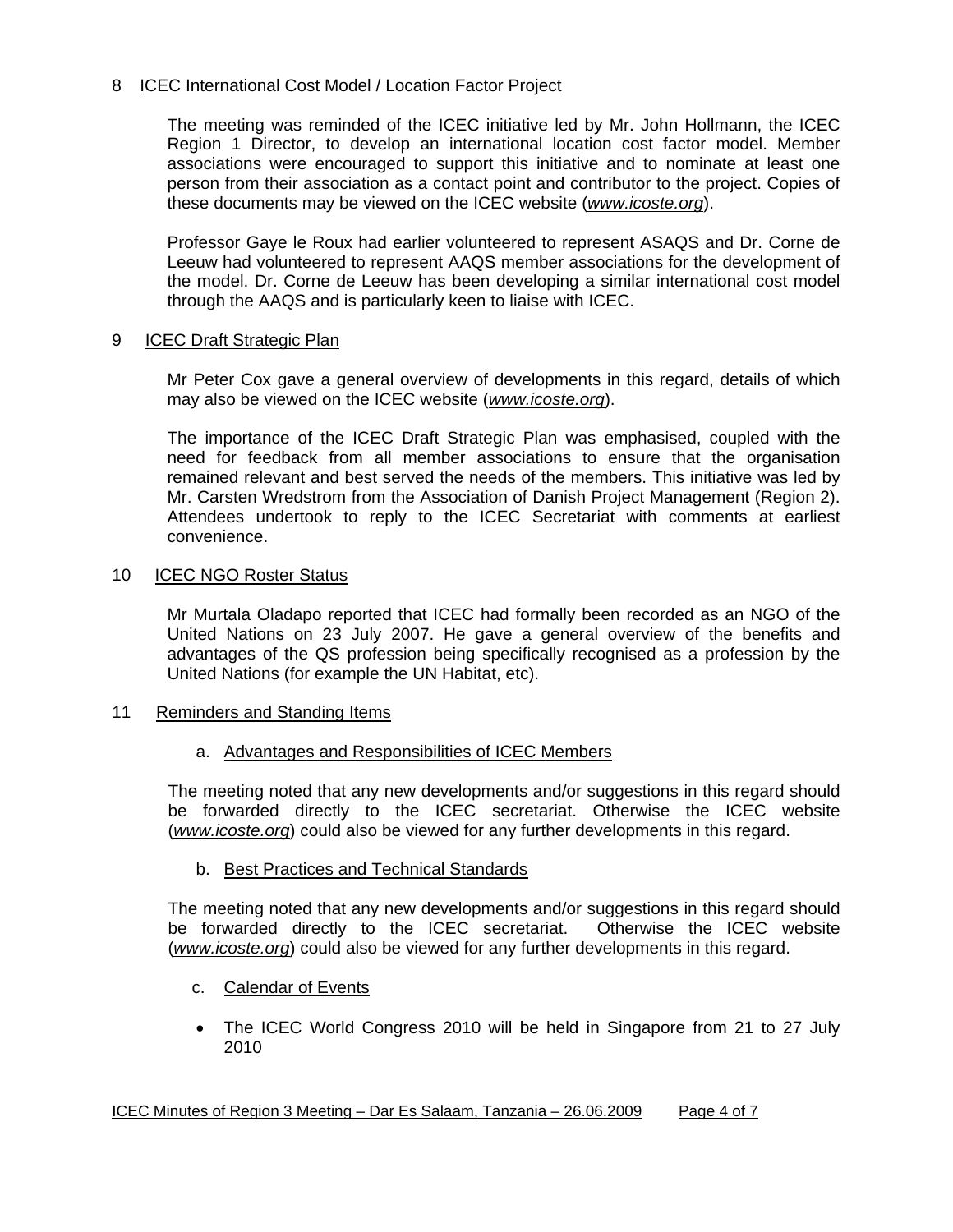## 8 ICEC International Cost Model / Location Factor Project

The meeting was reminded of the ICEC initiative led by Mr. John Hollmann, the ICEC Region 1 Director, to develop an international location cost factor model. Member associations were encouraged to support this initiative and to nominate at least one person from their association as a contact point and contributor to the project. Copies of these documents may be viewed on the ICEC website (*www.icoste.org*).

Professor Gaye le Roux had earlier volunteered to represent ASAQS and Dr. Corne de Leeuw had volunteered to represent AAQS member associations for the development of the model. Dr. Corne de Leeuw has been developing a similar international cost model through the AAQS and is particularly keen to liaise with ICEC.

## 9 ICEC Draft Strategic Plan

Mr Peter Cox gave a general overview of developments in this regard, details of which may also be viewed on the ICEC website (*www.icoste.org*).

The importance of the ICEC Draft Strategic Plan was emphasised, coupled with the need for feedback from all member associations to ensure that the organisation remained relevant and best served the needs of the members. This initiative was led by Mr. Carsten Wredstrom from the Association of Danish Project Management (Region 2). Attendees undertook to reply to the ICEC Secretariat with comments at earliest convenience.

## 10 ICEC NGO Roster Status

Mr Murtala Oladapo reported that ICEC had formally been recorded as an NGO of the United Nations on 23 July 2007. He gave a general overview of the benefits and advantages of the QS profession being specifically recognised as a profession by the United Nations (for example the UN Habitat, etc).

## 11 Reminders and Standing Items

### a. Advantages and Responsibilities of ICEC Members

The meeting noted that any new developments and/or suggestions in this regard should be forwarded directly to the ICEC secretariat. Otherwise the ICEC website (*www.icoste.org*) could also be viewed for any further developments in this regard.

### b. Best Practices and Technical Standards

The meeting noted that any new developments and/or suggestions in this regard should be forwarded directly to the ICEC secretariat. Otherwise the ICEC website (*www.icoste.org*) could also be viewed for any further developments in this regard.

### c. Calendar of Events

- The ICEC World Congress 2010 will be held in Singapore from 21 to 27 July 2010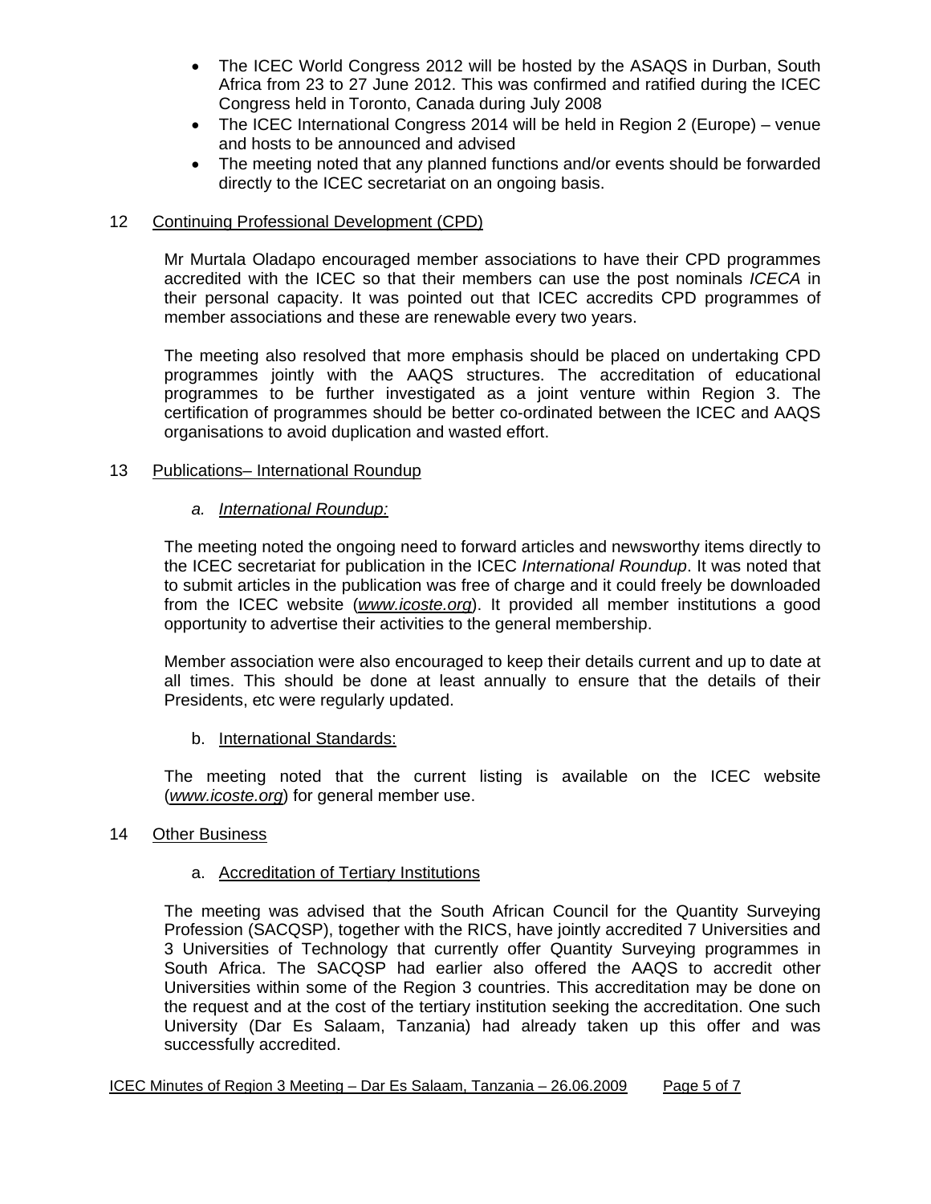- The ICEC World Congress 2012 will be hosted by the ASAQS in Durban, South Africa from 23 to 27 June 2012. This was confirmed and ratified during the ICEC Congress held in Toronto, Canada during July 2008
- The ICEC International Congress 2014 will be held in Region 2 (Europe) – venue and hosts to be announced and advised
- The meeting noted that any planned functions and/or events should be forwarded directly to the ICEC secretariat on an ongoing basis.

12 Continuing Professional Development (CPD)

Mr Murtala Oladapo encouraged member associations to have their CPD programmes accredited with the ICEC so that their members can use the post nominals *ICECA* in their personal capacity. It was pointed out that ICEC accredits CPD programmes of member associations and these are renewable every two years.

The meeting also resolved that more emphasis should be placed on undertaking CPD programmes jointly with the AAQS structures. The accreditation of educational programmes to be further investigated as a joint venture within Region 3. The certification of programmes should be better co-ordinated between the ICEC and AAQS organisations to avoid duplication and wasted effort.

13 Publications– International Roundup

a. *International Roundup:*

The meeting noted the ongoing need to forward articles and newsworthy items directly to the ICEC secretariat for publication in the ICEC *International Roundup*. It was noted that to submit articles in the publication was free of charge and it could freely be downloaded from the ICEC website (*www.icoste.org*). It provided all member institutions a good opportunity to advertise their activities to the general membership.

Member association were also encouraged to keep their details current and up to date at all times. This should be done at least annually to ensure that the details of their Presidents, etc were regularly updated.

b. International Standards:

The meeting noted that the current listing is available on the ICEC website (*www.icoste.org*) for general member use.

14 Other Business

a. Accreditation of Tertiary Institutions

The meeting was advised that the South African Council for the Quantity Surveying Profession (SACQSP), together with the RICS, have jointly accredited 7 Universities and 3 Universities of Technology that currently offer Quantity Surveying programmes in South Africa. The SACQSP had earlier also offered the AAQS to accredit other Universities within some of the Region 3 countries. This accreditation may be done on the request and at the cost of the tertiary institution seeking the accreditation. One such University (Dar Es Salaam, Tanzania) had already taken up this offer and was successfully accredited.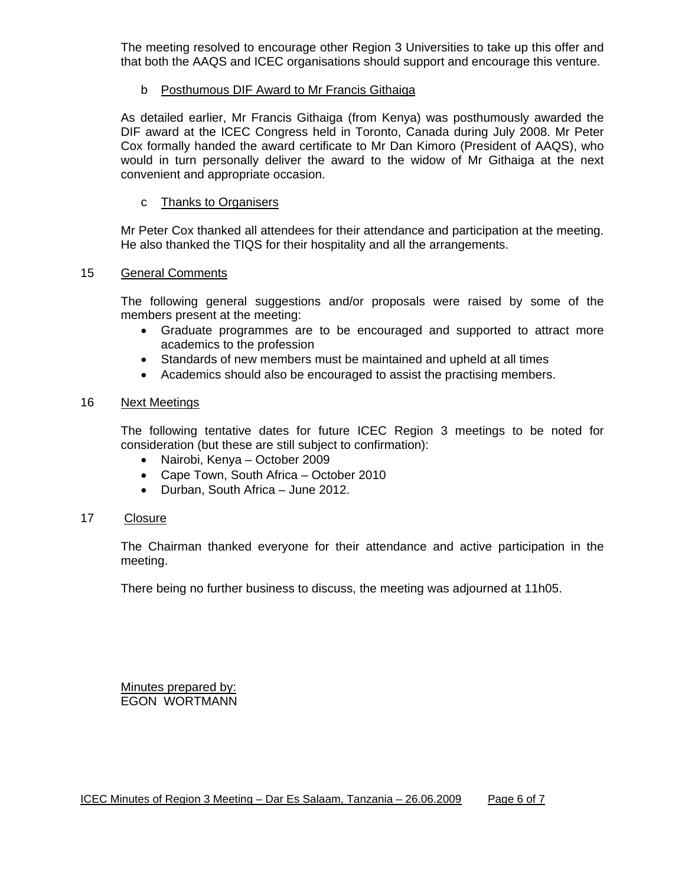The meeting resolved to encourage other Region 3 Universities to take up this offer and that both the AAQS and ICEC organisations should support and encourage this venture.

b Posthumous DIF Award to Mr Francis Githaiga

As detailed earlier, Mr Francis Githaiga (from Kenya) was posthumously awarded the DIF award at the ICEC Congress held in Toronto, Canada during July 2008. Mr Peter Cox formally handed the award certificate to Mr Dan Kimoro (President of AAQS), who would in turn personally deliver the award to the widow of Mr Githaiga at the next convenient and appropriate occasion.

c Thanks to Organisers

Mr Peter Cox thanked all attendees for their attendance and participation at the meeting. He also thanked the TIQS for their hospitality and all the arrangements.

## 15 General Comments

The following general suggestions and/or proposals were raised by some of the members present at the meeting:

- Graduate programmes are to be encouraged and supported to attract more academics to the profession
- Standards of new members must be maintained and upheld at all times
- Academics should also be encouraged to assist the practising members.

## 16 Next Meetings

The following tentative dates for future ICEC Region 3 meetings to be noted for consideration (but these are still subject to confirmation):

- Nairobi, Kenya – October 2009
- Cape Town, South Africa – October 2010
- Durban, South Africa – June 2012.

## 17 Closure

The Chairman thanked everyone for their attendance and active participation in the meeting.

There being no further business to discuss, the meeting was adjourned at 11h05.

Minutes prepared by:
EGON WORTMANN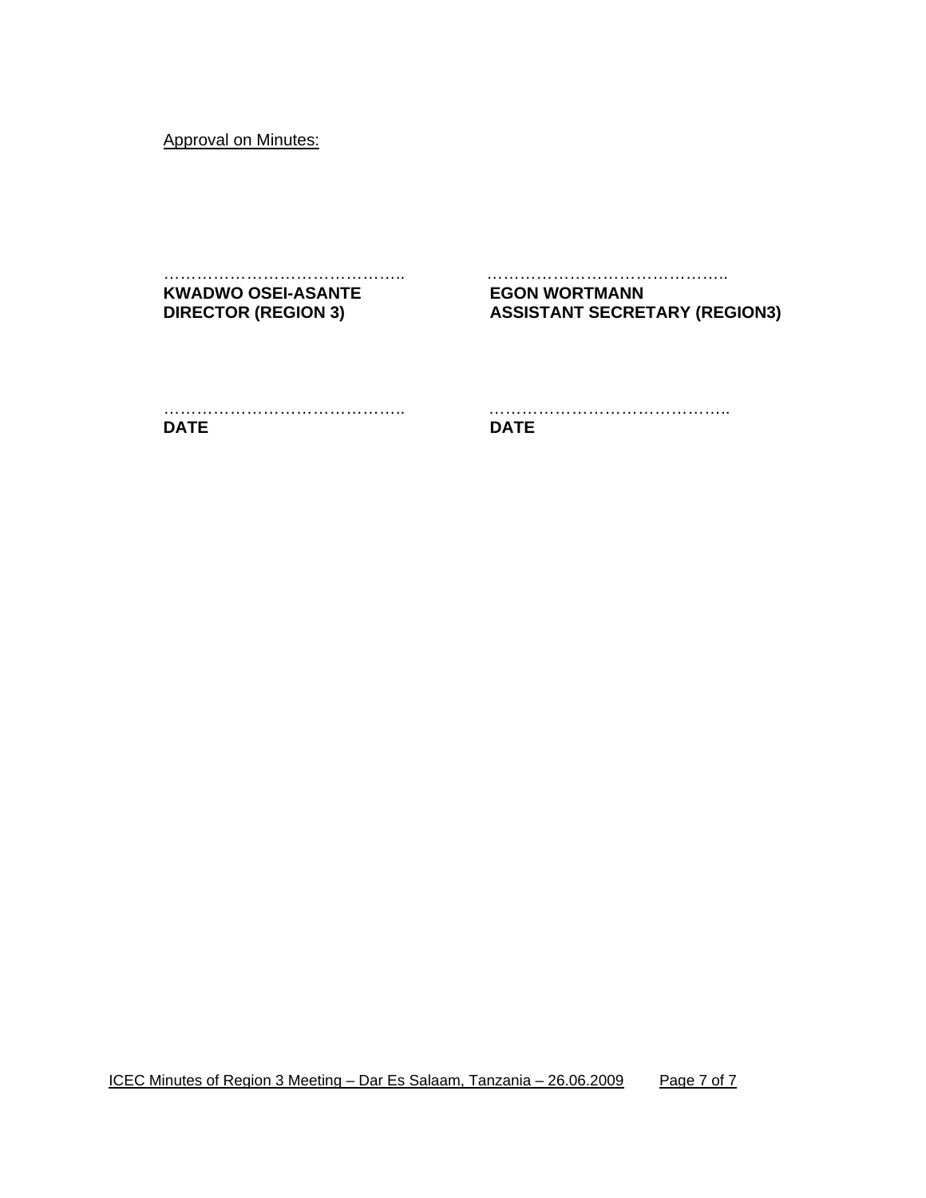Approval on Minutes:

| | |
|---|---|
| …………………………………….. | …………………………………….. |
| **KWADWO OSEI-ASANTE** | **EGON WORTMANN** |
| **DIRECTOR (REGION 3)** | **ASSISTANT SECRETARY (REGION3)** |
| …………………………………….. | …………………………………….. |
| **DATE** | **DATE** |